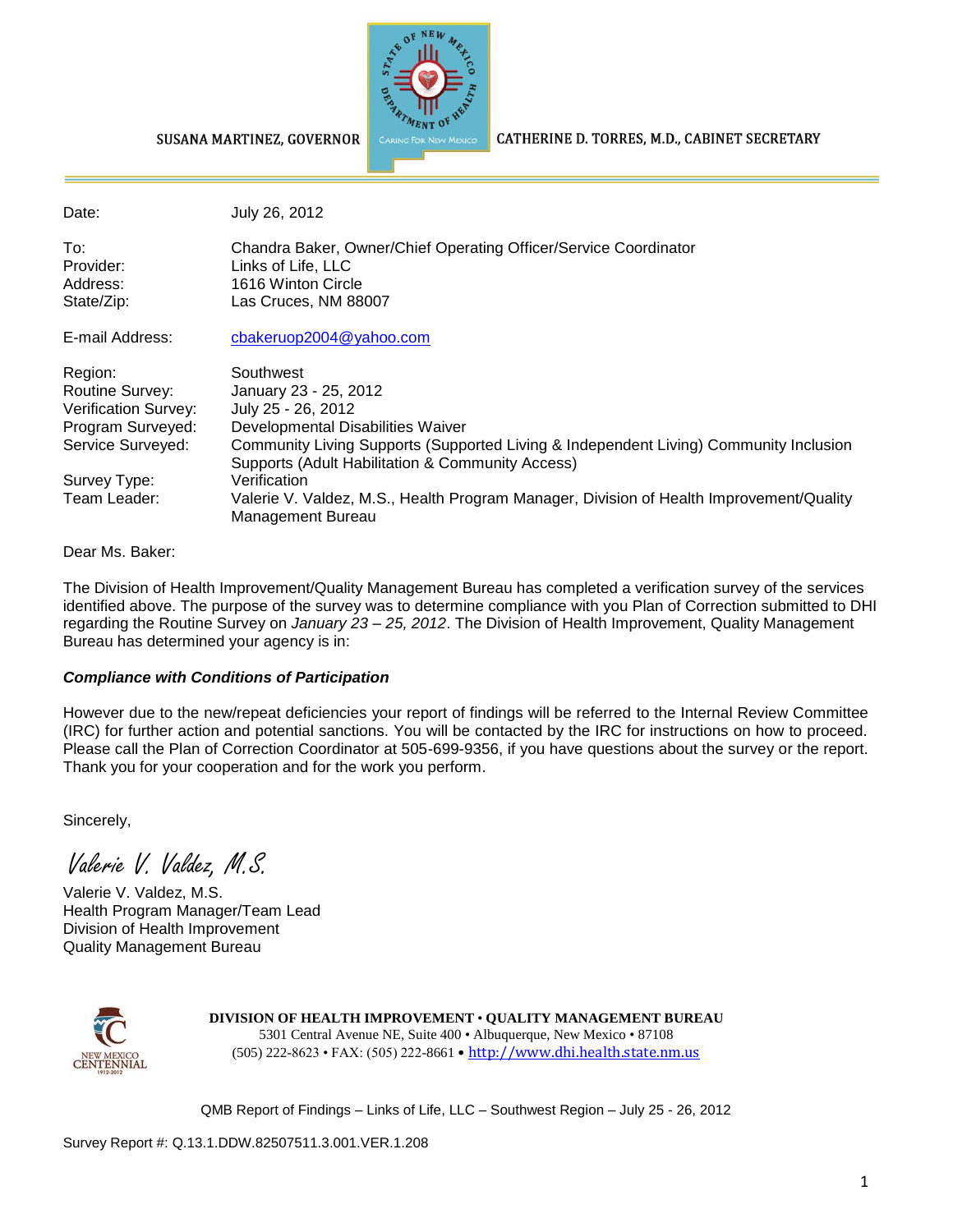SUSANA MARTINEZ, GOVERNOR

CATHERINE D. TORRES, M.D., CABINET SECRETARY

| | |
|---|---|
| Date: | July 26, 2012 |
| To: | Chandra Baker, Owner/Chief Operating Officer/Service Coordinator |
| Provider: | Links of Life, LLC |
| Address: | 1616 Winton Circle |
| State/Zip: | Las Cruces, NM 88007 |
| E-mail Address: | cbakeruop2004@yahoo.com |
| Region: | Southwest |
| Routine Survey: | January 23 - 25, 2012 |
| Verification Survey: | July 25 - 26, 2012 |
| Program Surveyed: | Developmental Disabilities Waiver |
| Service Surveyed: | Community Living Supports (Supported Living & Independent Living) Community Inclusion Supports (Adult Habilitation & Community Access) |
| Survey Type: | Verification |
| Team Leader: | Valerie V. Valdez, M.S., Health Program Manager, Division of Health Improvement/Quality Management Bureau |

Dear Ms. Baker:

The Division of Health Improvement/Quality Management Bureau has completed a verification survey of the services identified above. The purpose of the survey was to determine compliance with you Plan of Correction submitted to DHI regarding the Routine Survey on *January 23 – 25, 2012*. The Division of Health Improvement, Quality Management Bureau has determined your agency is in:

***Compliance with Conditions of Participation***

However due to the new/repeat deficiencies your report of findings will be referred to the Internal Review Committee (IRC) for further action and potential sanctions. You will be contacted by the IRC for instructions on how to proceed. Please call the Plan of Correction Coordinator at 505-699-9356, if you have questions about the survey or the report. Thank you for your cooperation and for the work you perform.

Sincerely,

*Valerie V. Valdez, M.S.*

Valerie V. Valdez, M.S.
Health Program Manager/Team Lead
Division of Health Improvement
Quality Management Bureau

**DIVISION OF HEALTH IMPROVEMENT • QUALITY MANAGEMENT BUREAU**
5301 Central Avenue NE, Suite 400 • Albuquerque, New Mexico • 87108
(505) 222-8623 • FAX: (505) 222-8661 • http://www.dhi.health.state.nm.us

Survey Report #: Q.13.1.DDW.82507511.3.001.VER.1.208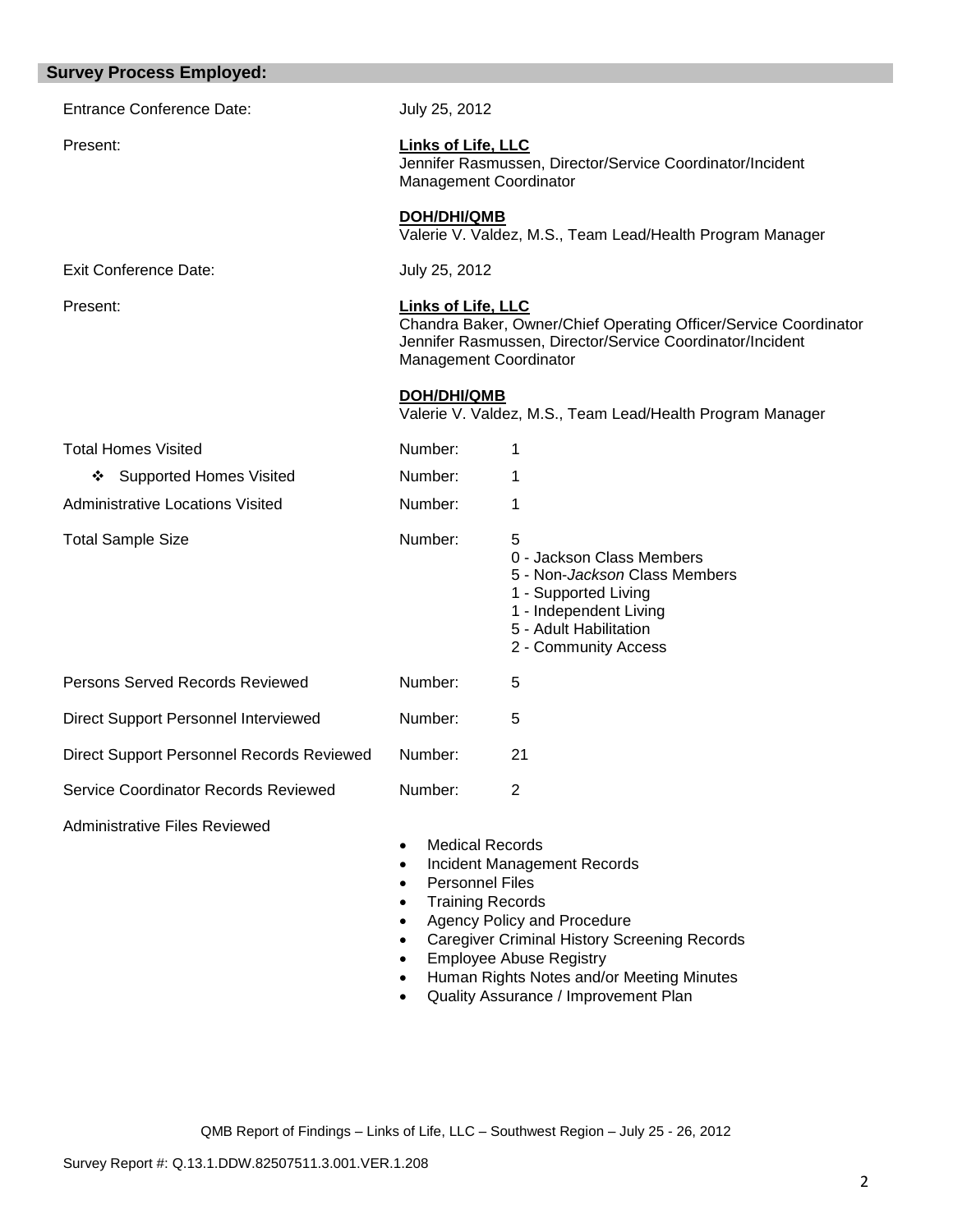## Survey Process Employed:

| | | |
|---|---|---|
| Entrance Conference Date: | July 25, 2012 | |
| Present: | **Links of Life, LLC**<br>Jennifer Rasmussen, Director/Service Coordinator/Incident Management Coordinator<br><br>**DOH/DHI/QMB**<br>Valerie V. Valdez, M.S., Team Lead/Health Program Manager | |
| Exit Conference Date: | July 25, 2012 | |
| Present: | **Links of Life, LLC**<br>Chandra Baker, Owner/Chief Operating Officer/Service Coordinator<br>Jennifer Rasmussen, Director/Service Coordinator/Incident Management Coordinator<br><br>**DOH/DHI/QMB**<br>Valerie V. Valdez, M.S., Team Lead/Health Program Manager | |
| Total Homes Visited | Number: | 1 |
| ❖ Supported Homes Visited | Number: | 1 |
| Administrative Locations Visited | Number: | 1 |
| Total Sample Size | Number: | 5<br>0 - Jackson Class Members<br>5 - Non-*Jackson* Class Members<br>1 - Supported Living<br>1 - Independent Living<br>5 - Adult Habilitation<br>2 - Community Access |
| Persons Served Records Reviewed | Number: | 5 |
| Direct Support Personnel Interviewed | Number: | 5 |
| Direct Support Personnel Records Reviewed | Number: | 21 |
| Service Coordinator Records Reviewed | Number: | 2 |

Administrative Files Reviewed

- Medical Records
- Incident Management Records
- Personnel Files
- Training Records
- Agency Policy and Procedure
- Caregiver Criminal History Screening Records
- Employee Abuse Registry
- Human Rights Notes and/or Meeting Minutes
- Quality Assurance / Improvement Plan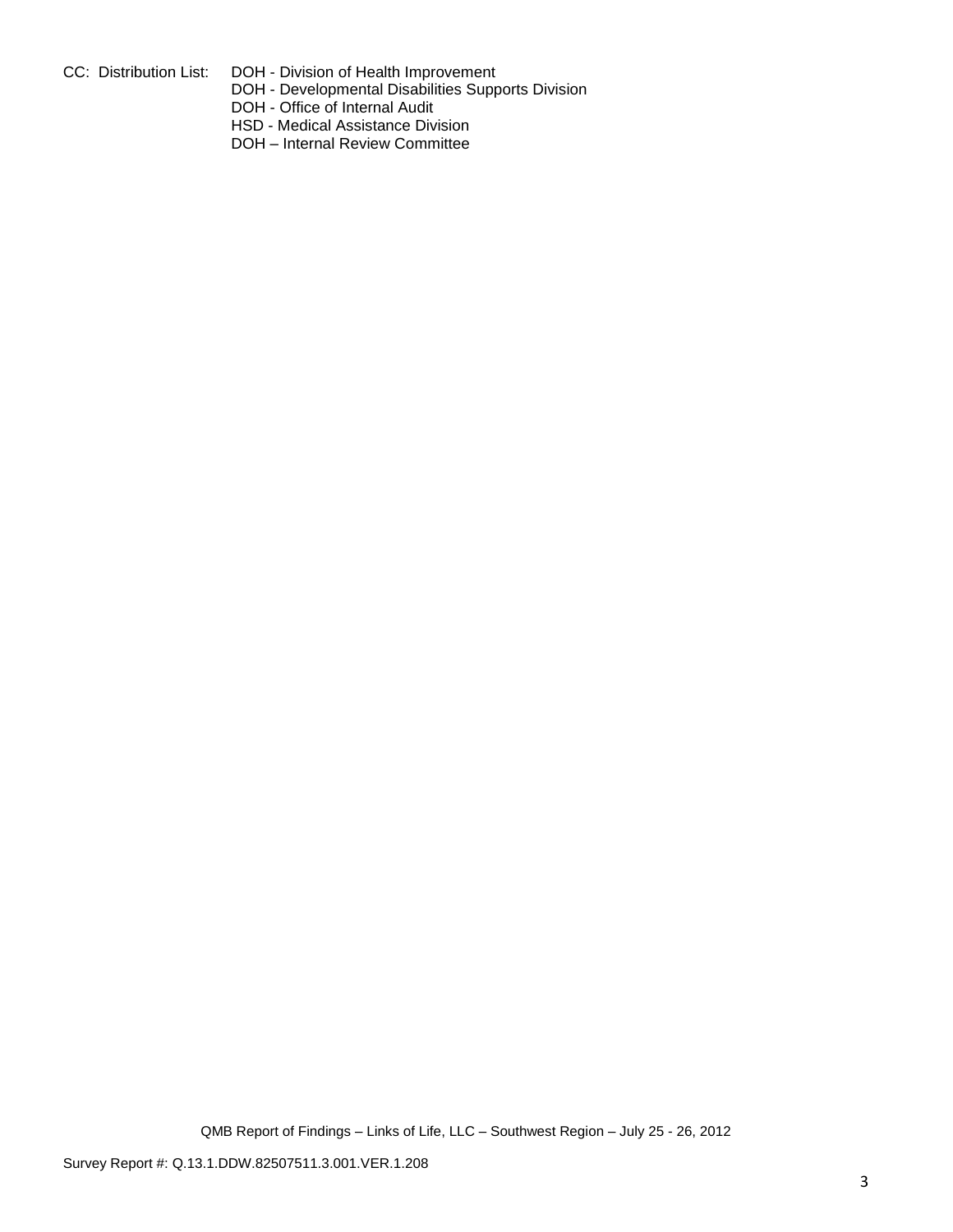CC: Distribution List: DOH - Division of Health Improvement
DOH - Developmental Disabilities Supports Division
DOH - Office of Internal Audit
HSD - Medical Assistance Division
DOH – Internal Review Committee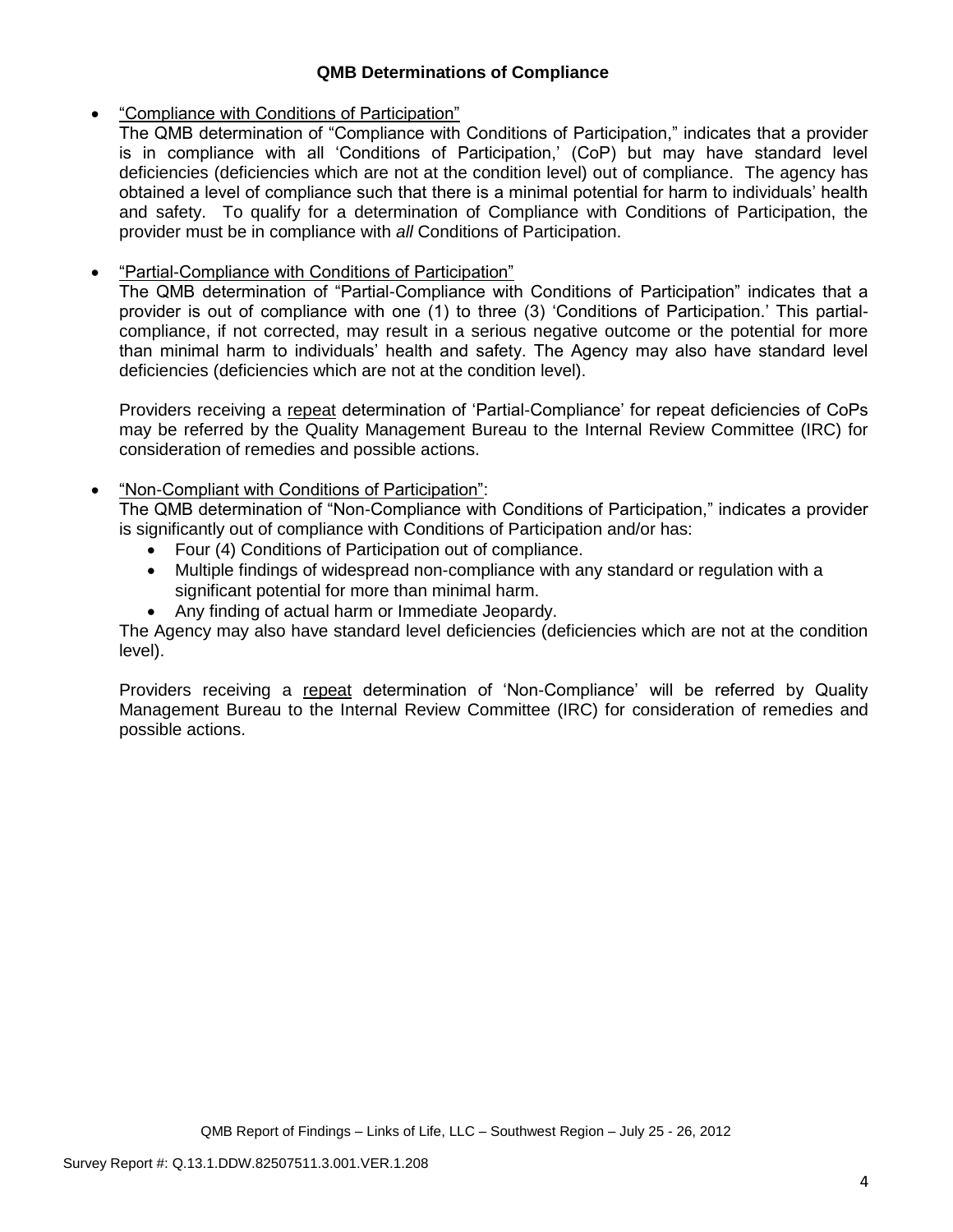### QMB Determinations of Compliance

- "Compliance with Conditions of Participation"

  The QMB determination of "Compliance with Conditions of Participation," indicates that a provider is in compliance with all 'Conditions of Participation,' (CoP) but may have standard level deficiencies (deficiencies which are not at the condition level) out of compliance. The agency has obtained a level of compliance such that there is a minimal potential for harm to individuals' health and safety. To qualify for a determination of Compliance with Conditions of Participation, the provider must be in compliance with *all* Conditions of Participation.

- "Partial-Compliance with Conditions of Participation"

  The QMB determination of "Partial-Compliance with Conditions of Participation" indicates that a provider is out of compliance with one (1) to three (3) 'Conditions of Participation.' This partial-compliance, if not corrected, may result in a serious negative outcome or the potential for more than minimal harm to individuals' health and safety. The Agency may also have standard level deficiencies (deficiencies which are not at the condition level).

  Providers receiving a repeat determination of 'Partial-Compliance' for repeat deficiencies of CoPs may be referred by the Quality Management Bureau to the Internal Review Committee (IRC) for consideration of remedies and possible actions.

- "Non-Compliant with Conditions of Participation":

  The QMB determination of "Non-Compliance with Conditions of Participation," indicates a provider is significantly out of compliance with Conditions of Participation and/or has:
  - Four (4) Conditions of Participation out of compliance.
  - Multiple findings of widespread non-compliance with any standard or regulation with a significant potential for more than minimal harm.
  - Any finding of actual harm or Immediate Jeopardy.

  The Agency may also have standard level deficiencies (deficiencies which are not at the condition level).

  Providers receiving a repeat determination of 'Non-Compliance' will be referred by Quality Management Bureau to the Internal Review Committee (IRC) for consideration of remedies and possible actions.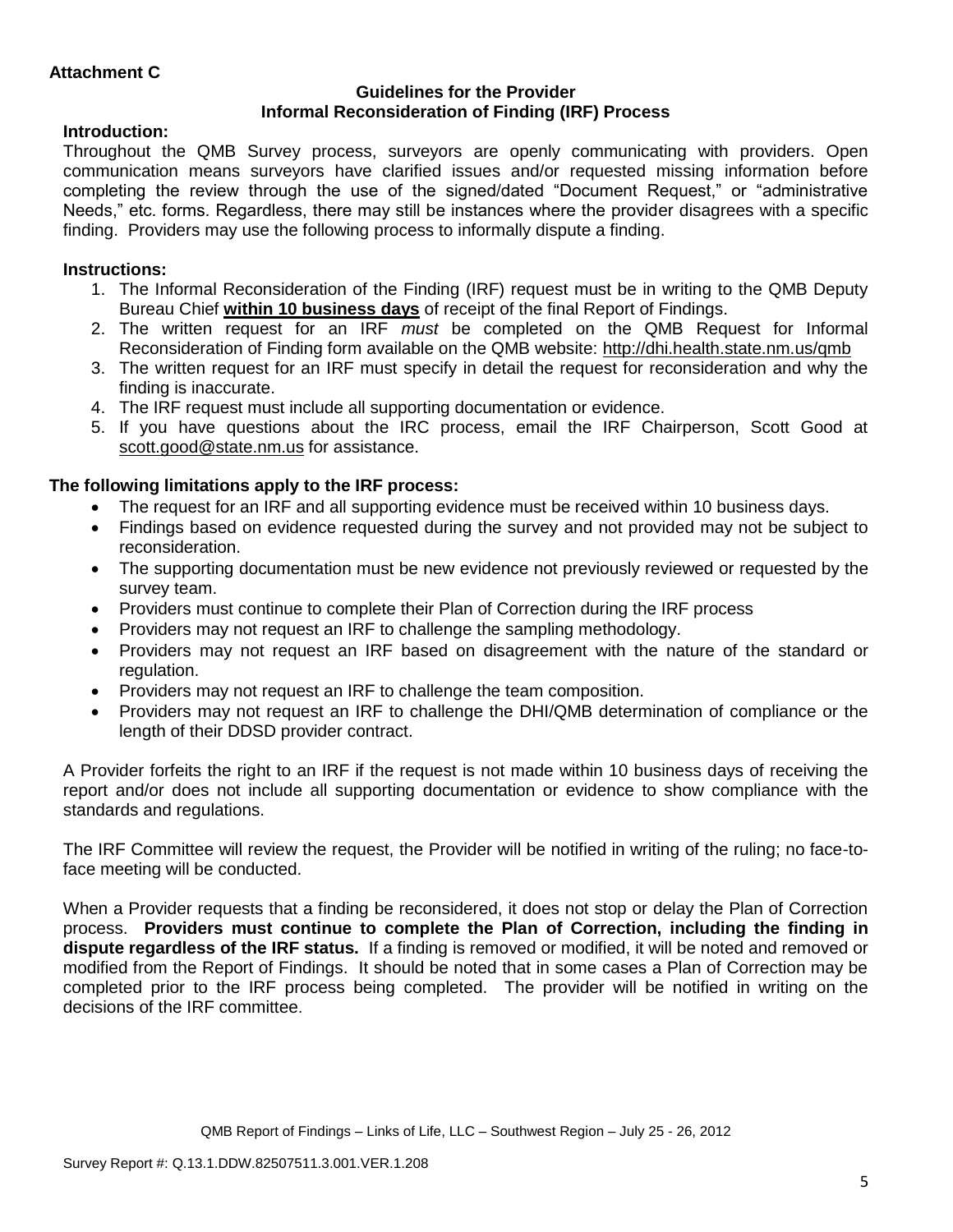**Attachment C**

**Guidelines for the Provider**
**Informal Reconsideration of Finding (IRF) Process**

**Introduction:**

Throughout the QMB Survey process, surveyors are openly communicating with providers. Open communication means surveyors have clarified issues and/or requested missing information before completing the review through the use of the signed/dated "Document Request," or "administrative Needs," etc. forms. Regardless, there may still be instances where the provider disagrees with a specific finding. Providers may use the following process to informally dispute a finding.

**Instructions:**

1. The Informal Reconsideration of the Finding (IRF) request must be in writing to the QMB Deputy Bureau Chief **within 10 business days** of receipt of the final Report of Findings.
2. The written request for an IRF *must* be completed on the QMB Request for Informal Reconsideration of Finding form available on the QMB website: http://dhi.health.state.nm.us/qmb
3. The written request for an IRF must specify in detail the request for reconsideration and why the finding is inaccurate.
4. The IRF request must include all supporting documentation or evidence.
5. If you have questions about the IRC process, email the IRF Chairperson, Scott Good at scott.good@state.nm.us for assistance.

**The following limitations apply to the IRF process:**

- The request for an IRF and all supporting evidence must be received within 10 business days.
- Findings based on evidence requested during the survey and not provided may not be subject to reconsideration.
- The supporting documentation must be new evidence not previously reviewed or requested by the survey team.
- Providers must continue to complete their Plan of Correction during the IRF process
- Providers may not request an IRF to challenge the sampling methodology.
- Providers may not request an IRF based on disagreement with the nature of the standard or regulation.
- Providers may not request an IRF to challenge the team composition.
- Providers may not request an IRF to challenge the DHI/QMB determination of compliance or the length of their DDSD provider contract.

A Provider forfeits the right to an IRF if the request is not made within 10 business days of receiving the report and/or does not include all supporting documentation or evidence to show compliance with the standards and regulations.

The IRF Committee will review the request, the Provider will be notified in writing of the ruling; no face-to-face meeting will be conducted.

When a Provider requests that a finding be reconsidered, it does not stop or delay the Plan of Correction process. **Providers must continue to complete the Plan of Correction, including the finding in dispute regardless of the IRF status.** If a finding is removed or modified, it will be noted and removed or modified from the Report of Findings. It should be noted that in some cases a Plan of Correction may be completed prior to the IRF process being completed. The provider will be notified in writing on the decisions of the IRF committee.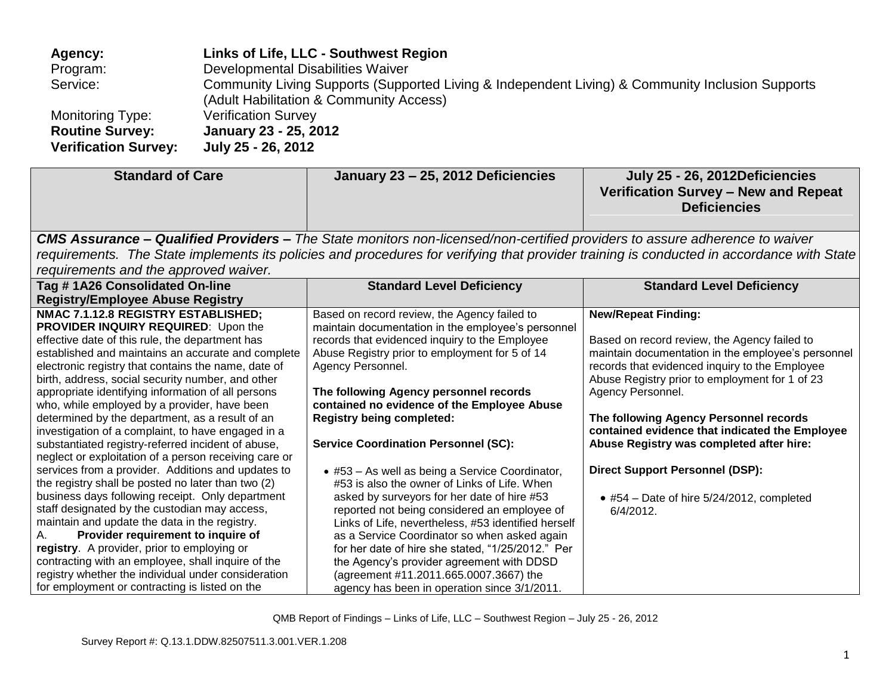| | |
|---|---|
| **Agency:** | **Links of Life, LLC - Southwest Region** |
| Program: | Developmental Disabilities Waiver |
| Service: | Community Living Supports (Supported Living & Independent Living) & Community Inclusion Supports (Adult Habilitation & Community Access) |
| Monitoring Type: | Verification Survey |
| **Routine Survey:** | **January 23 - 25, 2012** |
| **Verification Survey:** | **July 25 - 26, 2012** |

| Standard of Care | January 23 – 25, 2012 Deficiencies | July 25 - 26, 2012Deficiencies Verification Survey – New and Repeat Deficiencies |
|---|---|---|
| ***CMS Assurance – Qualified Providers –*** *The State monitors non-licensed/non-certified providers to assure adherence to waiver requirements. The State implements its policies and procedures for verifying that provider training is conducted in accordance with State requirements and the approved waiver.* | | |
| **Tag # 1A26 Consolidated On-line Registry/Employee Abuse Registry** | **Standard Level Deficiency** | **Standard Level Deficiency** |
| **NMAC 7.1.12.8 REGISTRY ESTABLISHED; PROVIDER INQUIRY REQUIRED**: Upon the effective date of this rule, the department has established and maintains an accurate and complete electronic registry that contains the name, date of birth, address, social security number, and other appropriate identifying information of all persons who, while employed by a provider, have been determined by the department, as a result of an investigation of a complaint, to have engaged in a substantiated registry-referred incident of abuse, neglect or exploitation of a person receiving care or services from a provider. Additions and updates to the registry shall be posted no later than two (2) business days following receipt. Only department staff designated by the custodian may access, maintain and update the data in the registry.<br>A. **Provider requirement to inquire of registry**. A provider, prior to employing or contracting with an employee, shall inquire of the registry whether the individual under consideration for employment or contracting is listed on the | Based on record review, the Agency failed to maintain documentation in the employee's personnel records that evidenced inquiry to the Employee Abuse Registry prior to employment for 5 of 14 Agency Personnel.<br><br>**The following Agency personnel records contained no evidence of the Employee Abuse Registry being completed:**<br><br>**Service Coordination Personnel (SC):**<br><br>• #53 – As well as being a Service Coordinator, #53 is also the owner of Links of Life. When asked by surveyors for her date of hire #53 reported not being considered an employee of Links of Life, nevertheless, #53 identified herself as a Service Coordinator so when asked again for her date of hire she stated, "1/25/2012." Per the Agency's provider agreement with DDSD (agreement #11.2011.665.0007.3667) the agency has been in operation since 3/1/2011. | **New/Repeat Finding:**<br><br>Based on record review, the Agency failed to maintain documentation in the employee's personnel records that evidenced inquiry to the Employee Abuse Registry prior to employment for 1 of 23 Agency Personnel.<br><br>**The following Agency Personnel records contained evidence that indicated the Employee Abuse Registry was completed after hire:**<br><br>**Direct Support Personnel (DSP):**<br><br>• #54 – Date of hire 5/24/2012, completed 6/4/2012. |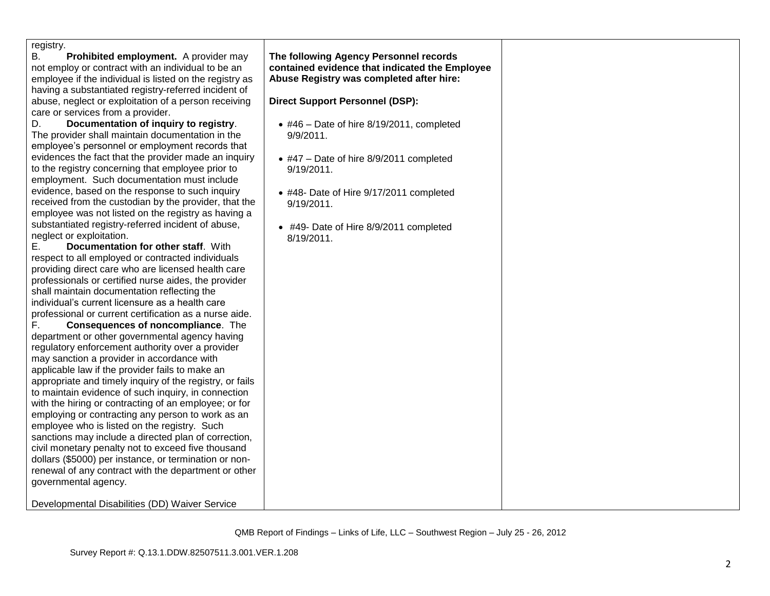| | | |
|---|---|---|
| registry.<br>B. **Prohibited employment.** A provider may not employ or contract with an individual to be an employee if the individual is listed on the registry as having a substantiated registry-referred incident of abuse, neglect or exploitation of a person receiving care or services from a provider.<br>D. **Documentation of inquiry to registry**. The provider shall maintain documentation in the employee's personnel or employment records that evidences the fact that the provider made an inquiry to the registry concerning that employee prior to employment. Such documentation must include evidence, based on the response to such inquiry received from the custodian by the provider, that the employee was not listed on the registry as having a substantiated registry-referred incident of abuse, neglect or exploitation.<br>E. **Documentation for other staff**. With respect to all employed or contracted individuals providing direct care who are licensed health care professionals or certified nurse aides, the provider shall maintain documentation reflecting the individual's current licensure as a health care professional or current certification as a nurse aide.<br>F. **Consequences of noncompliance**. The department or other governmental agency having regulatory enforcement authority over a provider may sanction a provider in accordance with applicable law if the provider fails to make an appropriate and timely inquiry of the registry, or fails to maintain evidence of such inquiry, in connection with the hiring or contracting of an employee; or for employing or contracting any person to work as an employee who is listed on the registry. Such sanctions may include a directed plan of correction, civil monetary penalty not to exceed five thousand dollars ($5000) per instance, or termination or non-renewal of any contract with the department or other governmental agency.<br><br>Developmental Disabilities (DD) Waiver Service | **The following Agency Personnel records contained evidence that indicated the Employee Abuse Registry was completed after hire:**<br><br>**Direct Support Personnel (DSP):**<br><br>• #46 – Date of hire 8/19/2011, completed 9/9/2011.<br><br>• #47 – Date of hire 8/9/2011 completed 9/19/2011.<br><br>• #48- Date of Hire 9/17/2011 completed 9/19/2011.<br><br>• #49- Date of Hire 8/9/2011 completed 8/19/2011. | |

QMB Report of Findings – Links of Life, LLC – Southwest Region – July 25 - 26, 2012

Survey Report #: Q.13.1.DDW.82507511.3.001.VER.1.208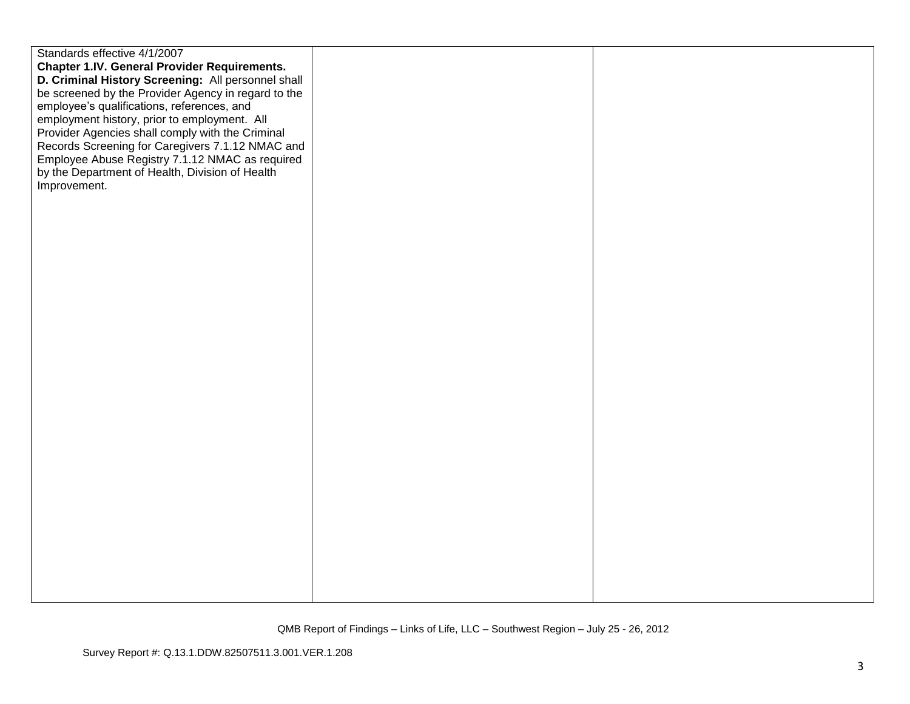| | | |
|---|---|---|
| Standards effective 4/1/2007<br>**Chapter 1.IV. General Provider Requirements.**<br>**D. Criminal History Screening:** All personnel shall be screened by the Provider Agency in regard to the employee's qualifications, references, and employment history, prior to employment. All Provider Agencies shall comply with the Criminal Records Screening for Caregivers 7.1.12 NMAC and Employee Abuse Registry 7.1.12 NMAC as required by the Department of Health, Division of Health Improvement. | | |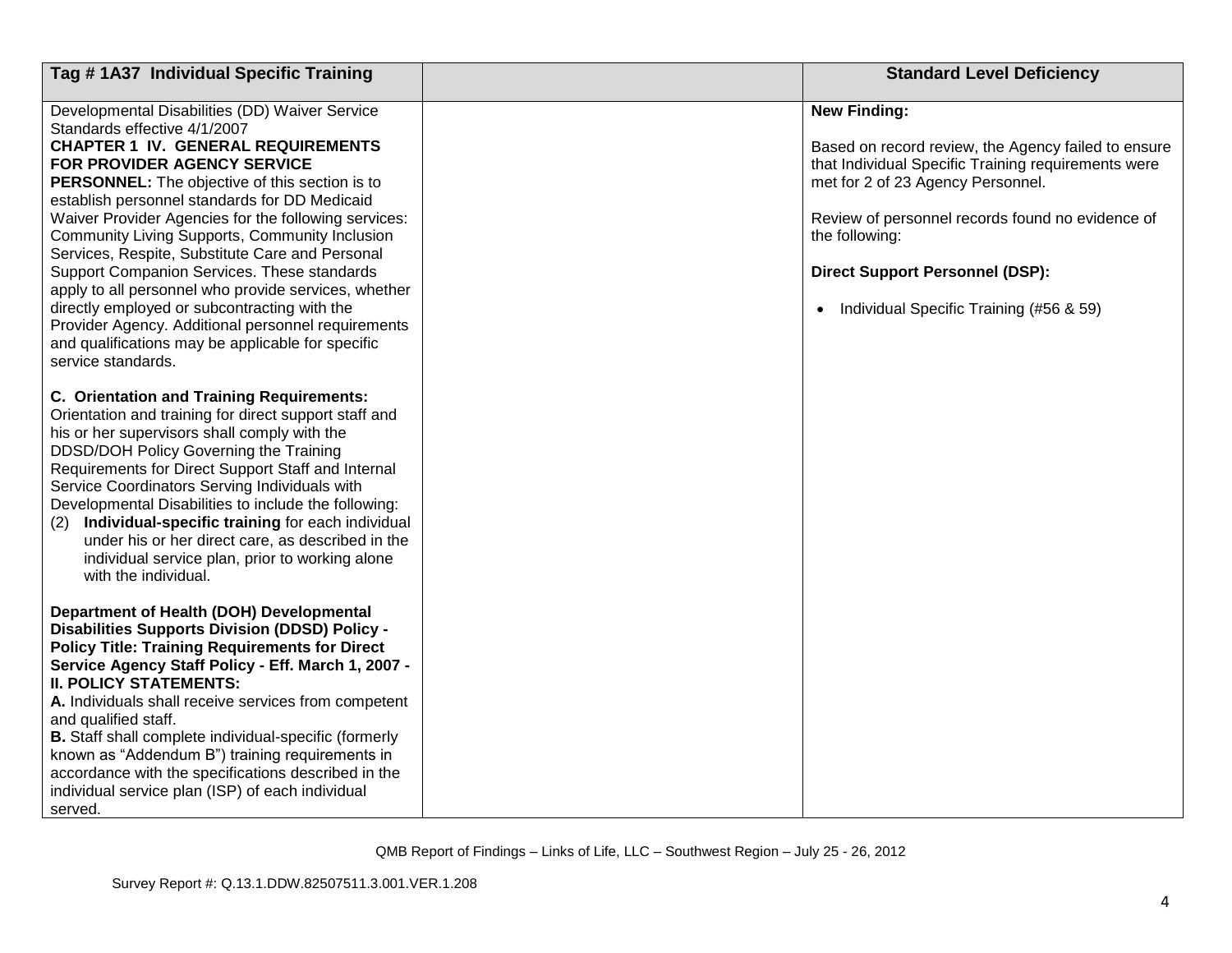| Tag # 1A37 Individual Specific Training | | Standard Level Deficiency |
|---|---|---|
| Developmental Disabilities (DD) Waiver Service Standards effective 4/1/2007<br>**CHAPTER 1 IV. GENERAL REQUIREMENTS FOR PROVIDER AGENCY SERVICE PERSONNEL:** The objective of this section is to establish personnel standards for DD Medicaid Waiver Provider Agencies for the following services: Community Living Supports, Community Inclusion Services, Respite, Substitute Care and Personal Support Companion Services. These standards apply to all personnel who provide services, whether directly employed or subcontracting with the Provider Agency. Additional personnel requirements and qualifications may be applicable for specific service standards.<br><br>**C. Orientation and Training Requirements:** Orientation and training for direct support staff and his or her supervisors shall comply with the DDSD/DOH Policy Governing the Training Requirements for Direct Support Staff and Internal Service Coordinators Serving Individuals with Developmental Disabilities to include the following:<br>(2) **Individual-specific training** for each individual under his or her direct care, as described in the individual service plan, prior to working alone with the individual.<br><br>**Department of Health (DOH) Developmental Disabilities Supports Division (DDSD) Policy - Policy Title: Training Requirements for Direct Service Agency Staff Policy - Eff. March 1, 2007 - II. POLICY STATEMENTS:**<br>**A.** Individuals shall receive services from competent and qualified staff.<br>**B.** Staff shall complete individual-specific (formerly known as "Addendum B") training requirements in accordance with the specifications described in the individual service plan (ISP) of each individual served. | | **New Finding:**<br><br>Based on record review, the Agency failed to ensure that Individual Specific Training requirements were met for 2 of 23 Agency Personnel.<br><br>Review of personnel records found no evidence of the following:<br><br>**Direct Support Personnel (DSP):**<br><br>• Individual Specific Training (#56 & 59) |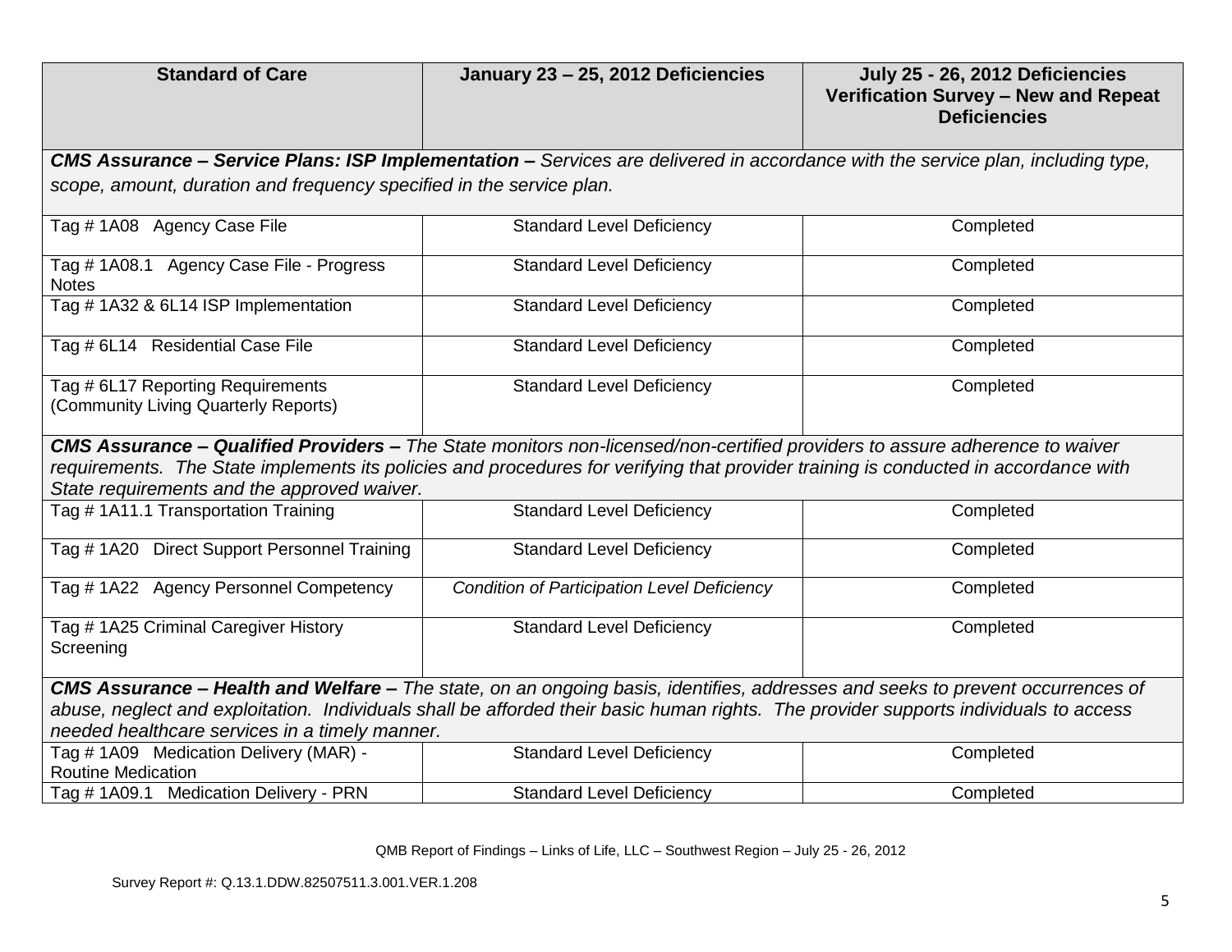| Standard of Care | January 23 – 25, 2012 Deficiencies | July 25 - 26, 2012 Deficiencies Verification Survey – New and Repeat Deficiencies |
|---|---|---|
| ***CMS Assurance – Service Plans: ISP Implementation –*** *Services are delivered in accordance with the service plan, including type, scope, amount, duration and frequency specified in the service plan.* | | |
| Tag # 1A08 Agency Case File | Standard Level Deficiency | Completed |
| Tag # 1A08.1 Agency Case File - Progress Notes | Standard Level Deficiency | Completed |
| Tag # 1A32 & 6L14 ISP Implementation | Standard Level Deficiency | Completed |
| Tag # 6L14 Residential Case File | Standard Level Deficiency | Completed |
| Tag # 6L17 Reporting Requirements (Community Living Quarterly Reports) | Standard Level Deficiency | Completed |
| ***CMS Assurance – Qualified Providers –*** *The State monitors non-licensed/non-certified providers to assure adherence to waiver requirements. The State implements its policies and procedures for verifying that provider training is conducted in accordance with State requirements and the approved waiver.* | | |
| Tag # 1A11.1 Transportation Training | Standard Level Deficiency | Completed |
| Tag # 1A20 Direct Support Personnel Training | Standard Level Deficiency | Completed |
| Tag # 1A22 Agency Personnel Competency | *Condition of Participation Level Deficiency* | Completed |
| Tag # 1A25 Criminal Caregiver History Screening | Standard Level Deficiency | Completed |
| ***CMS Assurance – Health and Welfare –*** *The state, on an ongoing basis, identifies, addresses and seeks to prevent occurrences of abuse, neglect and exploitation. Individuals shall be afforded their basic human rights. The provider supports individuals to access needed healthcare services in a timely manner.* | | |
| Tag # 1A09 Medication Delivery (MAR) - Routine Medication | Standard Level Deficiency | Completed |
| Tag # 1A09.1 Medication Delivery - PRN | Standard Level Deficiency | Completed |

QMB Report of Findings – Links of Life, LLC – Southwest Region – July 25 - 26, 2012

Survey Report #: Q.13.1.DDW.82507511.3.001.VER.1.208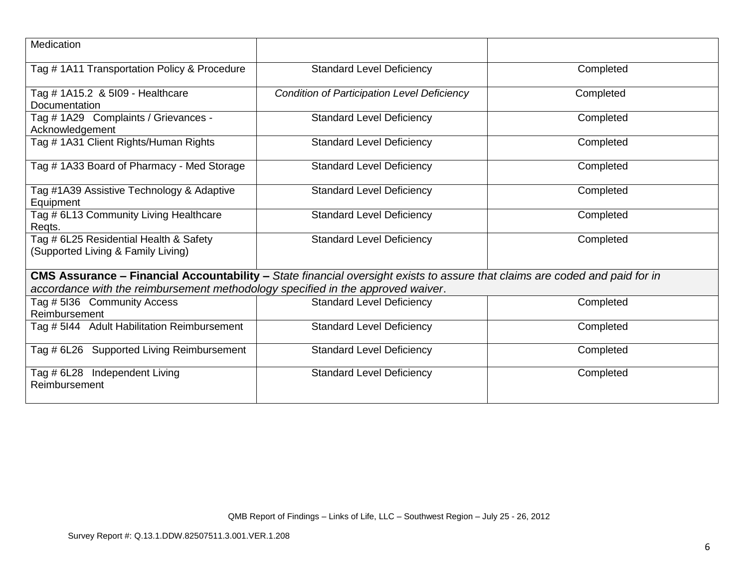| Medication | | |
|---|---|---|
| Tag # 1A11 Transportation Policy & Procedure | Standard Level Deficiency | Completed |
| Tag # 1A15.2 & 5I09 - Healthcare Documentation | *Condition of Participation Level Deficiency* | Completed |
| Tag # 1A29 Complaints / Grievances - Acknowledgement | Standard Level Deficiency | Completed |
| Tag # 1A31 Client Rights/Human Rights | Standard Level Deficiency | Completed |
| Tag # 1A33 Board of Pharmacy - Med Storage | Standard Level Deficiency | Completed |
| Tag #1A39 Assistive Technology & Adaptive Equipment | Standard Level Deficiency | Completed |
| Tag # 6L13 Community Living Healthcare Reqts. | Standard Level Deficiency | Completed |
| Tag # 6L25 Residential Health & Safety (Supported Living & Family Living) | Standard Level Deficiency | Completed |
| **CMS Assurance – Financial Accountability –** *State financial oversight exists to assure that claims are coded and paid for in accordance with the reimbursement methodology specified in the approved waiver*. | | |
| Tag # 5I36 Community Access Reimbursement | Standard Level Deficiency | Completed |
| Tag # 5I44 Adult Habilitation Reimbursement | Standard Level Deficiency | Completed |
| Tag # 6L26 Supported Living Reimbursement | Standard Level Deficiency | Completed |
| Tag # 6L28 Independent Living Reimbursement | Standard Level Deficiency | Completed |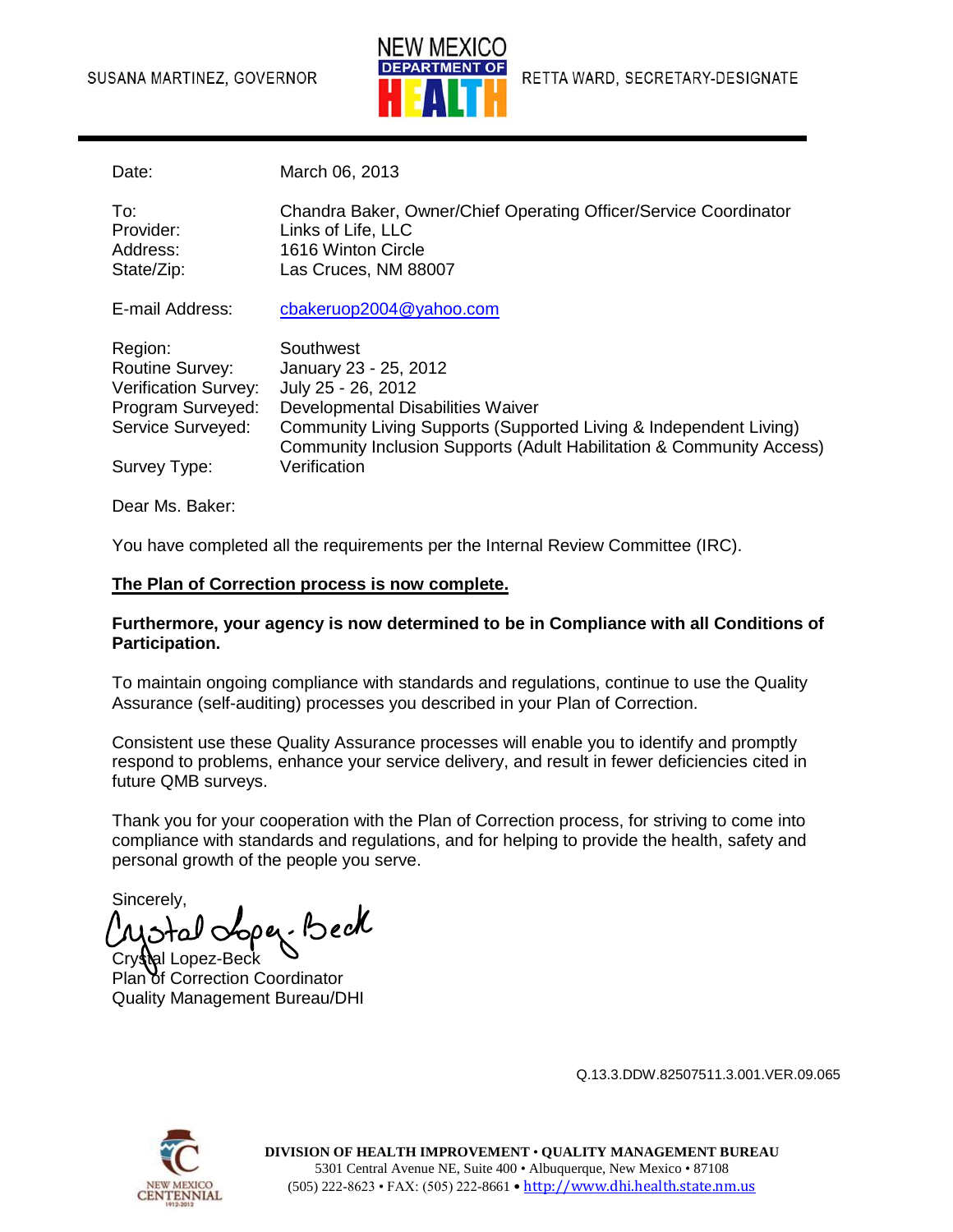SUSANA MARTINEZ, GOVERNOR

NEW MEXICO DEPARTMENT OF HEALTH

RETTA WARD, SECRETARY-DESIGNATE

| | |
|---|---|
| Date: | March 06, 2013 |
| To: | Chandra Baker, Owner/Chief Operating Officer/Service Coordinator |
| Provider: | Links of Life, LLC |
| Address: | 1616 Winton Circle |
| State/Zip: | Las Cruces, NM 88007 |
| E-mail Address: | cbakeruop2004@yahoo.com |
| Region: | Southwest |
| Routine Survey: | January 23 - 25, 2012 |
| Verification Survey: | July 25 - 26, 2012 |
| Program Surveyed: | Developmental Disabilities Waiver |
| Service Surveyed: | Community Living Supports (Supported Living & Independent Living) Community Inclusion Supports (Adult Habilitation & Community Access) |
| Survey Type: | Verification |

Dear Ms. Baker:

You have completed all the requirements per the Internal Review Committee (IRC).

**The Plan of Correction process is now complete.**

**Furthermore, your agency is now determined to be in Compliance with all Conditions of Participation.**

To maintain ongoing compliance with standards and regulations, continue to use the Quality Assurance (self-auditing) processes you described in your Plan of Correction.

Consistent use these Quality Assurance processes will enable you to identify and promptly respond to problems, enhance your service delivery, and result in fewer deficiencies cited in future QMB surveys.

Thank you for your cooperation with the Plan of Correction process, for striving to come into compliance with standards and regulations, and for helping to provide the health, safety and personal growth of the people you serve.

Sincerely,

Crystal Lopez-Beck

Crystal Lopez-Beck
Plan of Correction Coordinator
Quality Management Bureau/DHI

Q.13.3.DDW.82507511.3.001.VER.09.065

NEW MEXICO CENTENNIAL 1912-2012

**DIVISION OF HEALTH IMPROVEMENT • QUALITY MANAGEMENT BUREAU**
5301 Central Avenue NE, Suite 400 • Albuquerque, New Mexico • 87108
(505) 222-8623 • FAX: (505) 222-8661 • http://www.dhi.health.state.nm.us